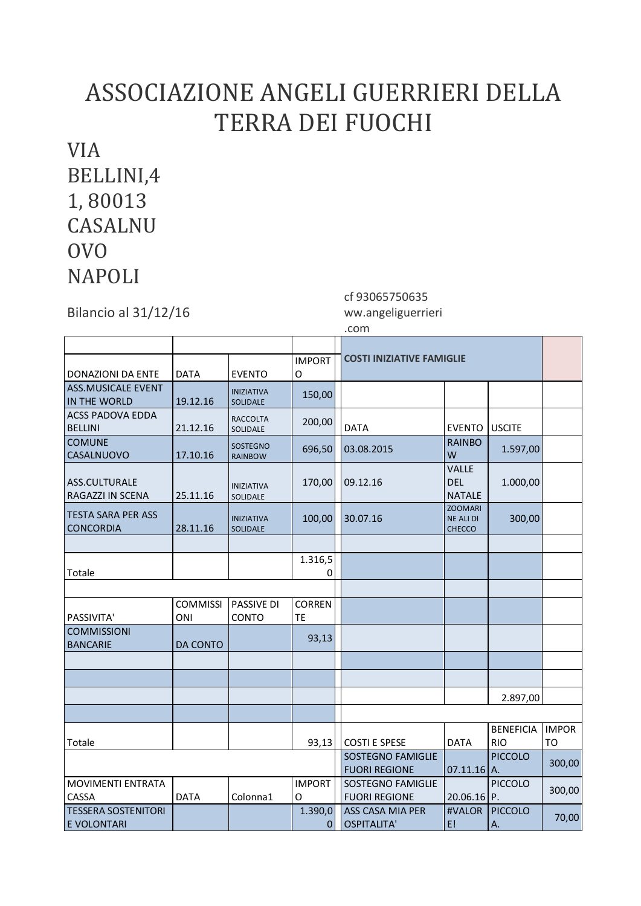# ASSOCIAZIONE ANGELI GUERRIERI DELLA TERRA DEI FUOCHI

VIA BELLINI,41, 80013 CASALNUOVO NAPOLI

Bilancio al 31/12/16

cf 93065750635
ww.angeliguerrieri.com

| DONAZIONI DA ENTE | DATA | EVENTO | IMPORTO |
|---|---|---|---|
| ASS.MUSICALE EVENT IN THE WORLD | 19.12.16 | INIZIATIVA SOLIDALE | 150,00 |
| ACSS PADOVA EDDA BELLINI | 21.12.16 | RACCOLTA SOLIDALE | 200,00 |
| COMUNE CASALNUOVO | 17.10.16 | SOSTEGNO RAINBOW | 696,50 |
| ASS.CULTURALE RAGAZZI IN SCENA | 25.11.16 | INIZIATIVA SOLIDALE | 170,00 |
| TESTA SARA PER ASS CONCORDIA | 28.11.16 | INIZIATIVA SOLIDALE | 100,00 |
| | | | |
| Totale | | | 1.316,50 |

| PASSIVITA' | COMMISSIONI | PASSIVE DI CONTO | CORRENTE |
|---|---|---|---|
| COMMISSIONI BANCARIE | DA CONTO | | 93,13 |
| | | | |
| Totale | | | 93,13 |

| MOVIMENTI ENTRATA CASSA | DATA | Colonna1 | IMPORTO |
|---|---|---|---|
| TESSERA SOSTENITORI E VOLONTARI | | | 1.390,00 |

**COSTI INIZIATIVE FAMIGLIE**

| DATA | EVENTO | USCITE |
|---|---|---|
| 03.08.2015 | RAINBOW | 1.597,00 |
| 09.12.16 | VALLE DEL NATALE | 1.000,00 |
| 30.07.16 | ZOOMARINE ALI DI CHECCO | 300,00 |
| | | |
| | | 2.897,00 |

| COSTI E SPESE | DATA | BENEFICIARIO | IMPORTO |
|---|---|---|---|
| SOSTEGNO FAMIGLIE FUORI REGIONE | 07.11.16 | PICCOLO A. | 300,00 |
| SOSTEGNO FAMIGLIE FUORI REGIONE | 20.06.16 | PICCOLO P. | 300,00 |
| ASS CASA MIA PER OSPITALITA' | #VALORE! | PICCOLO A. | 70,00 |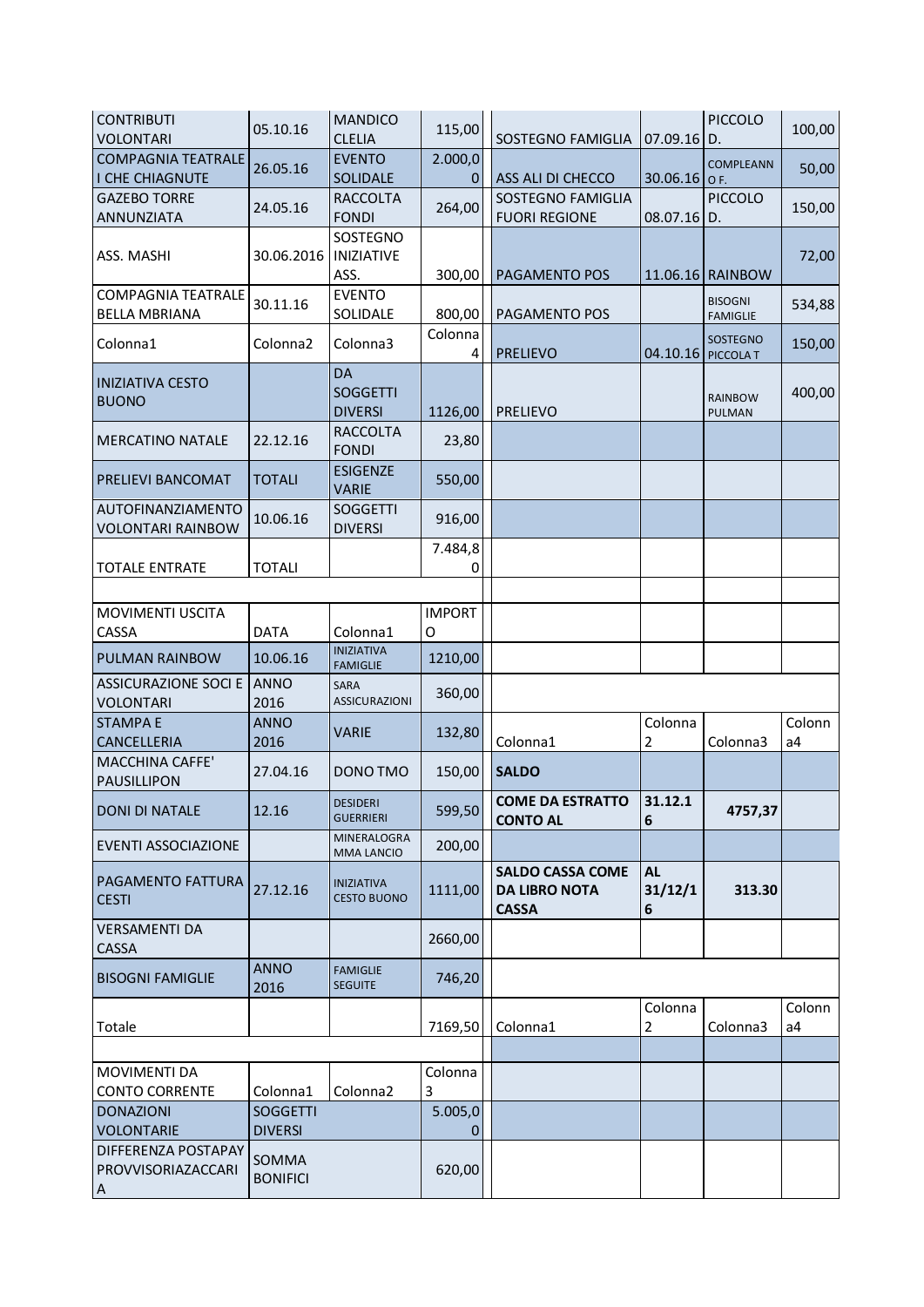| | | | | | | | |
|---|---|---|---|---|---|---|---|
| CONTRIBUTI VOLONTARI | 05.10.16 | MANDICO CLELIA | 115,00 | SOSTEGNO FAMIGLIA | 07.09.16 | PICCOLO D. | 100,00 |
| COMPAGNIA TEATRALE I CHE CHIAGNUTE | 26.05.16 | EVENTO SOLIDALE | 2.000,00 | ASS ALI DI CHECCO | 30.06.16 | COMPLEANNO F. | 50,00 |
| GAZEBO TORRE ANNUNZIATA | 24.05.16 | RACCOLTA FONDI | 264,00 | SOSTEGNO FAMIGLIA FUORI REGIONE | 08.07.16 | PICCOLO D. | 150,00 |
| ASS. MASHI | 30.06.2016 | SOSTEGNO INIZIATIVE ASS. | 300,00 | PAGAMENTO POS | 11.06.16 | RAINBOW | 72,00 |
| COMPAGNIA TEATRALE BELLA MBRIANA | 30.11.16 | EVENTO SOLIDALE | 800,00 | PAGAMENTO POS | | BISOGNI FAMIGLIE | 534,88 |
| Colonna1 | Colonna2 | Colonna3 | Colonna4 | PRELIEVO | 04.10.16 | SOSTEGNO PICCOLA T | 150,00 |
| INIZIATIVA CESTO BUONO | | DA SOGGETTI DIVERSI | 1126,00 | PRELIEVO | | RAINBOW PULMAN | 400,00 |
| MERCATINO NATALE | 22.12.16 | RACCOLTA FONDI | 23,80 | | | | |
| PRELIEVI BANCOMAT | TOTALI | ESIGENZE VARIE | 550,00 | | | | |
| AUTOFINANZIAMENTO VOLONTARI RAINBOW | 10.06.16 | SOGGETTI DIVERSI | 916,00 | | | | |
| TOTALE ENTRATE | TOTALI | | 7.484,80 | | | | |
| | | | | | | | |
| MOVIMENTI USCITA CASSA | DATA | Colonna1 | IMPORTO | | | | |
| PULMAN RAINBOW | 10.06.16 | INIZIATIVA FAMIGLIE | 1210,00 | | | | |
| ASSICURAZIONE SOCI E VOLONTARI | ANNO 2016 | SARA ASSICURAZIONI | 360,00 | | | | |
| STAMPA E CANCELLERIA | ANNO 2016 | VARIE | 132,80 | Colonna1 | Colonna2 | Colonna3 | Colonna4 |
| MACCHINA CAFFE' PAUSILLIPON | 27.04.16 | DONO TMO | 150,00 | **SALDO** | | | |
| DONI DI NATALE | 12.16 | DESIDERI GUERRIERI | 599,50 | **COME DA ESTRATTO CONTO AL** | **31.12.16** | **4757,37** | |
| EVENTI ASSOCIAZIONE | | MINERALOGRAMMA LANCIO | 200,00 | | | | |
| PAGAMENTO FATTURA CESTI | 27.12.16 | INIZIATIVA CESTO BUONO | 1111,00 | **SALDO CASSA COME DA LIBRO NOTA CASSA** | **AL 31/12/16** | **313.30** | |
| VERSAMENTI DA CASSA | | | 2660,00 | | | | |
| BISOGNI FAMIGLIE | ANNO 2016 | FAMIGLIE SEGUITE | 746,20 | | | | |
| Totale | | | 7169,50 | Colonna1 | Colonna2 | Colonna3 | Colonna4 |
| | | | | | | | |
| MOVIMENTI DA CONTO CORRENTE | Colonna1 | Colonna2 | Colonna3 | | | | |
| DONAZIONI VOLONTARIE | SOGGETTI DIVERSI | | 5.005,00 | | | | |
| DIFFERENZA POSTAPAY PROVVISORIAZACCARIA | SOMMA BONIFICI | | 620,00 | | | | |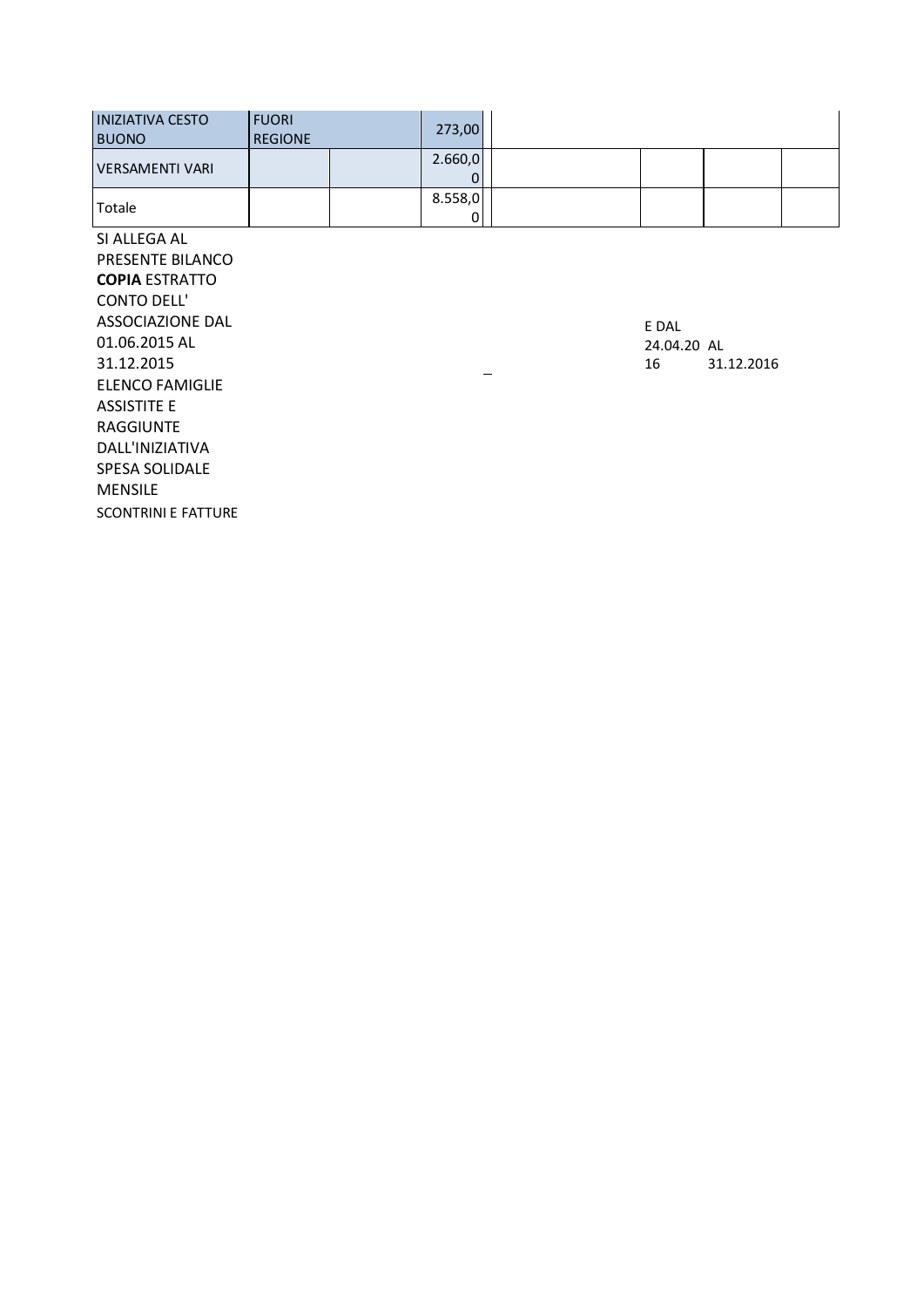| | | | | | | | |
|---|---|---|---|---|---|---|---|
| INIZIATIVA CESTO BUONO | FUORI REGIONE | | 273,00 | | | | |
| VERSAMENTI VARI | | | 2.660,00 | | | | |
| Totale | | | 8.558,00 | | | | |

SI ALLEGA AL PRESENTE BILANCO **COPIA** ESTRATTO CONTO DELL' ASSOCIAZIONE DAL 01.06.2015 AL 31.12.2015 E DAL 24.04.2016 AL 31.12.2016

ELENCO FAMIGLIE ASSISTITE E RAGGIUNTE DALL'INIZIATIVA SPESA SOLIDALE MENSILE

SCONTRINI E FATTURE